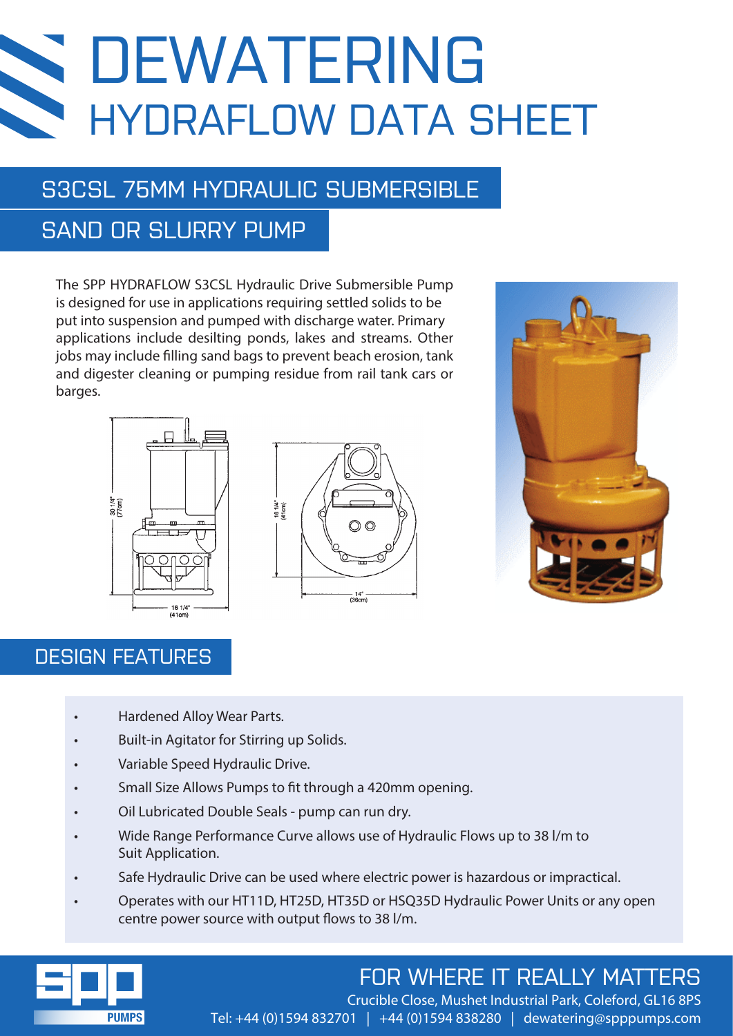# DEWATERING
## HYDRAFLOW DATA SHEET

## S3CSL 75MM HYDRAULIC SUBMERSIBLE SAND OR SLURRY PUMP

The SPP HYDRAFLOW S3CSL Hydraulic Drive Submersible Pump is designed for use in applications requiring settled solids to be put into suspension and pumped with discharge water. Primary applications include desilting ponds, lakes and streams. Other jobs may include filling sand bags to prevent beach erosion, tank and digester cleaning or pumping residue from rail tank cars or barges.

30 1/4" (77cm)

16 1/4" (41cm)

16 1/4" (41cm)

14" (36cm)

## DESIGN FEATURES

- Hardened Alloy Wear Parts.
- Built-in Agitator for Stirring up Solids.
- Variable Speed Hydraulic Drive.
- Small Size Allows Pumps to fit through a 420mm opening.
- Oil Lubricated Double Seals - pump can run dry.
- Wide Range Performance Curve allows use of Hydraulic Flows up to 38 l/m to Suit Application.
- Safe Hydraulic Drive can be used where electric power is hazardous or impractical.
- Operates with our HT11D, HT25D, HT35D or HSQ35D Hydraulic Power Units or any open centre power source with output flows to 38 l/m.

SPP PUMPS

FOR WHERE IT REALLY MATTERS

Crucible Close, Mushet Industrial Park, Coleford, GL16 8PS

Tel: +44 (0)1594 832701 | +44 (0)1594 838280 | dewatering@spppumps.com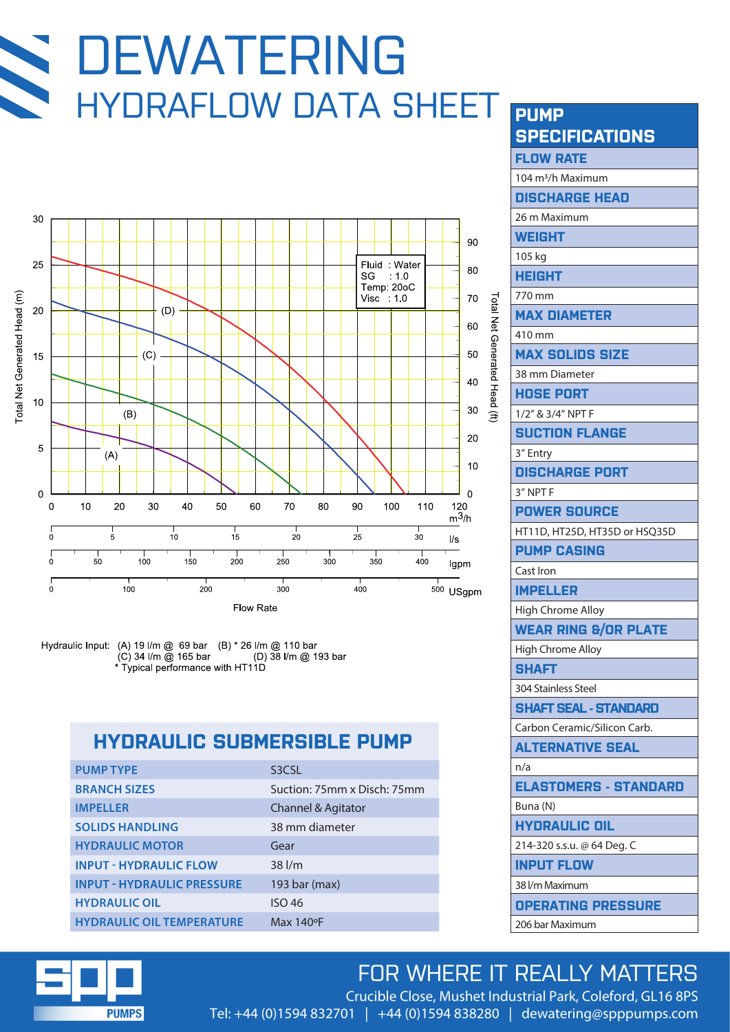# DEWATERING

## HYDRAFLOW DATA SHEET

Total Net Generated Head (m)

30
25
20
15
10
5
0

Total Net Generated Head (ft)

90
80
70
60
50
40
30
20
10
0

(D)
(C)
(B)
(A)

Fluid : Water
SG : 1.0
Temp: 20oC
Visc : 1.0

0 10 20 30 40 50 60 70 80 90 100 110 120 $m^3/h$

0 5 10 15 20 25 30 l/s

0 50 100 150 200 250 300 350 400 Igpm

0 100 200 300 400 500 USgpm

Flow Rate

Hydraulic Input: (A) 19 l/m @ 69 bar (B) * 26 l/m @ 110 bar
(C) 34 l/m @ 165 bar (D) 38 l/m @ 193 bar
* Typical performance with HT11D

## HYDRAULIC SUBMERSIBLE PUMP

| | |
|---|---|
| PUMP TYPE | S3CSL |
| BRANCH SIZES | Suction: 75mm x Disch: 75mm |
| IMPELLER | Channel & Agitator |
| SOLIDS HANDLING | 38 mm diameter |
| HYDRAULIC MOTOR | Gear |
| INPUT - HYDRAULIC FLOW | 38 l/m |
| INPUT - HYDRAULIC PRESSURE | 193 bar (max) |
| HYDRAULIC OIL | ISO 46 |
| HYDRAULIC OIL TEMPERATURE | Max 140ºF |

## PUMP SPECIFICATIONS

| | |
|---|---|
| FLOW RATE | 104 $m^3/h$ Maximum |
| DISCHARGE HEAD | 26 m Maximum |
| WEIGHT | 105 kg |
| HEIGHT | 770 mm |
| MAX DIAMETER | 410 mm |
| MAX SOLIDS SIZE | 38 mm Diameter |
| HOSE PORT | 1/2" & 3/4" NPT F |
| SUCTION FLANGE | 3" Entry |
| DISCHARGE PORT | 3" NPT F |
| POWER SOURCE | HT11D, HT25D, HT35D or HSQ35D |
| PUMP CASING | Cast Iron |
| IMPELLER | High Chrome Alloy |
| WEAR RING &/OR PLATE | High Chrome Alloy |
| SHAFT | 304 Stainless Steel |
| SHAFT SEAL - STANDARD | Carbon Ceramic/Silicon Carb. |
| ALTERNATIVE SEAL | n/a |
| ELASTOMERS - STANDARD | Buna (N) |
| HYDRAULIC OIL | 214-320 s.s.u. @ 64 Deg. C |
| INPUT FLOW | 38 l/m Maximum |
| OPERATING PRESSURE | 206 bar Maximum |

SPP PUMPS

FOR WHERE IT REALLY MATTERS

Crucible Close, Mushet Industrial Park, Coleford, GL16 8PS

Tel: +44 (0)1594 832701 | +44 (0)1594 838280 | dewatering@spppumps.com